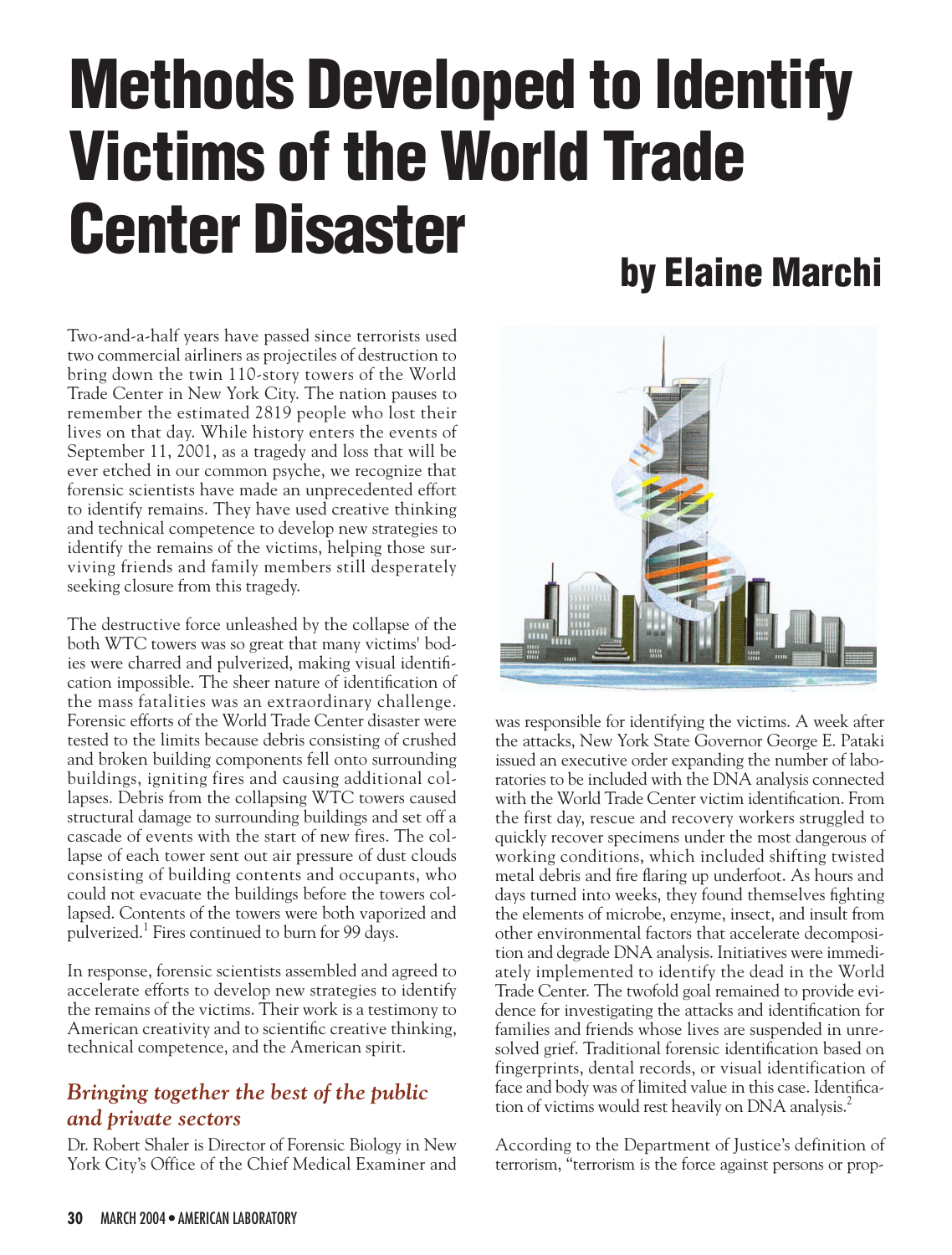# Methods Developed to Identify Victims of the World Trade Center Disaster

**by Elaine Marchi**

Two-and-a-half years have passed since terrorists used two commercial airliners as projectiles of destruction to bring down the twin 110-story towers of the World Trade Center in New York City. The nation pauses to remember the estimated 2819 people who lost their lives on that day. While history enters the events of September 11, 2001, as a tragedy and loss that will be ever etched in our common psyche, we recognize that forensic scientists have made an unprecedented effort to identify remains. They have used creative thinking and technical competence to develop new strategies to identify the remains of the victims, helping those surviving friends and family members still desperately seeking closure from this tragedy.

The destructive force unleashed by the collapse of the both WTC towers was so great that many victims' bodies were charred and pulverized, making visual identification impossible. The sheer nature of identification of the mass fatalities was an extraordinary challenge. Forensic efforts of the World Trade Center disaster were tested to the limits because debris consisting of crushed and broken building components fell onto surrounding buildings, igniting fires and causing additional collapses. Debris from the collapsing WTC towers caused structural damage to surrounding buildings and set off a cascade of events with the start of new fires. The collapse of each tower sent out air pressure of dust clouds consisting of building contents and occupants, who could not evacuate the buildings before the towers collapsed. Contents of the towers were both vaporized and pulverized.[1] Fires continued to burn for 99 days.

In response, forensic scientists assembled and agreed to accelerate efforts to develop new strategies to identify the remains of the victims. Their work is a testimony to American creativity and to scientific creative thinking, technical competence, and the American spirit.

### *Bringing together the best of the public and private sectors*

Dr. Robert Shaler is Director of Forensic Biology in New York City's Office of the Chief Medical Examiner and was responsible for identifying the victims. A week after the attacks, New York State Governor George E. Pataki issued an executive order expanding the number of laboratories to be included with the DNA analysis connected with the World Trade Center victim identification. From the first day, rescue and recovery workers struggled to quickly recover specimens under the most dangerous of working conditions, which included shifting twisted metal debris and fire flaring up underfoot. As hours and days turned into weeks, they found themselves fighting the elements of microbe, enzyme, insect, and insult from other environmental factors that accelerate decomposition and degrade DNA analysis. Initiatives were immediately implemented to identify the dead in the World Trade Center. The twofold goal remained to provide evidence for investigating the attacks and identification for families and friends whose lives are suspended in unresolved grief. Traditional forensic identification based on fingerprints, dental records, or visual identification of face and body was of limited value in this case. Identification of victims would rest heavily on DNA analysis.[2]

According to the Department of Justice's definition of terrorism, "terrorism is the force against persons or prop-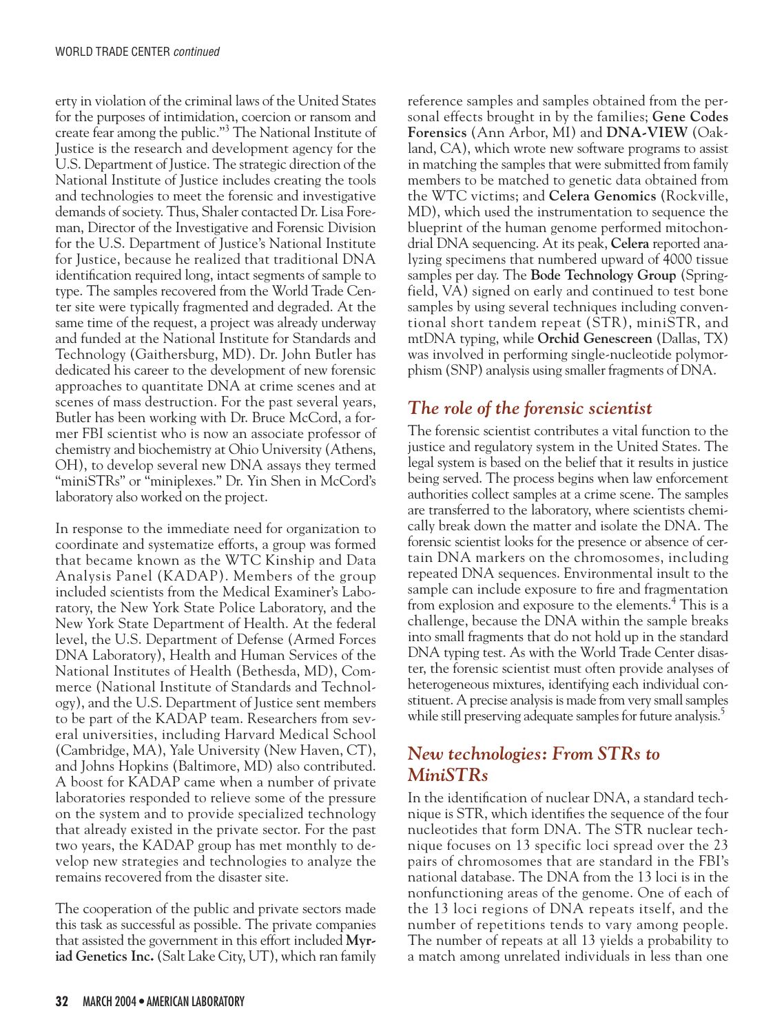erty in violation of the criminal laws of the United States for the purposes of intimidation, coercion or ransom and create fear among the public."[3] The National Institute of Justice is the research and development agency for the U.S. Department of Justice. The strategic direction of the National Institute of Justice includes creating the tools and technologies to meet the forensic and investigative demands of society. Thus, Shaler contacted Dr. Lisa Foreman, Director of the Investigative and Forensic Division for the U.S. Department of Justice's National Institute for Justice, because he realized that traditional DNA identification required long, intact segments of sample to type. The samples recovered from the World Trade Center site were typically fragmented and degraded. At the same time of the request, a project was already underway and funded at the National Institute for Standards and Technology (Gaithersburg, MD). Dr. John Butler has dedicated his career to the development of new forensic approaches to quantitate DNA at crime scenes and at scenes of mass destruction. For the past several years, Butler has been working with Dr. Bruce McCord, a former FBI scientist who is now an associate professor of chemistry and biochemistry at Ohio University (Athens, OH), to develop several new DNA assays they termed "miniSTRs" or "miniplexes." Dr. Yin Shen in McCord's laboratory also worked on the project.

In response to the immediate need for organization to coordinate and systematize efforts, a group was formed that became known as the WTC Kinship and Data Analysis Panel (KADAP). Members of the group included scientists from the Medical Examiner's Laboratory, the New York State Police Laboratory, and the New York State Department of Health. At the federal level, the U.S. Department of Defense (Armed Forces DNA Laboratory), Health and Human Services of the National Institutes of Health (Bethesda, MD), Commerce (National Institute of Standards and Technology), and the U.S. Department of Justice sent members to be part of the KADAP team. Researchers from several universities, including Harvard Medical School (Cambridge, MA), Yale University (New Haven, CT), and Johns Hopkins (Baltimore, MD) also contributed. A boost for KADAP came when a number of private laboratories responded to relieve some of the pressure on the system and to provide specialized technology that already existed in the private sector. For the past two years, the KADAP group has met monthly to develop new strategies and technologies to analyze the remains recovered from the disaster site.

The cooperation of the public and private sectors made this task as successful as possible. The private companies that assisted the government in this effort included **Myriad Genetics Inc.** (Salt Lake City, UT), which ran family reference samples and samples obtained from the personal effects brought in by the families; **Gene Codes Forensics** (Ann Arbor, MI) and **DNA-VIEW** (Oakland, CA), which wrote new software programs to assist in matching the samples that were submitted from family members to be matched to genetic data obtained from the WTC victims; and **Celera Genomics** (Rockville, MD), which used the instrumentation to sequence the blueprint of the human genome performed mitochondrial DNA sequencing. At its peak, **Celera** reported analyzing specimens that numbered upward of 4000 tissue samples per day. The **Bode Technology Group** (Springfield, VA) signed on early and continued to test bone samples by using several techniques including conventional short tandem repeat (STR), miniSTR, and mtDNA typing, while **Orchid Genescreen** (Dallas, TX) was involved in performing single-nucleotide polymorphism (SNP) analysis using smaller fragments of DNA.

## *The role of the forensic scientist*

The forensic scientist contributes a vital function to the justice and regulatory system in the United States. The legal system is based on the belief that it results in justice being served. The process begins when law enforcement authorities collect samples at a crime scene. The samples are transferred to the laboratory, where scientists chemically break down the matter and isolate the DNA. The forensic scientist looks for the presence or absence of certain DNA markers on the chromosomes, including repeated DNA sequences. Environmental insult to the sample can include exposure to fire and fragmentation from explosion and exposure to the elements.[4] This is a challenge, because the DNA within the sample breaks into small fragments that do not hold up in the standard DNA typing test. As with the World Trade Center disaster, the forensic scientist must often provide analyses of heterogeneous mixtures, identifying each individual constituent. A precise analysis is made from very small samples while still preserving adequate samples for future analysis.[5]

## *New technologies: From STRs to MiniSTRs*

In the identification of nuclear DNA, a standard technique is STR, which identifies the sequence of the four nucleotides that form DNA. The STR nuclear technique focuses on 13 specific loci spread over the 23 pairs of chromosomes that are standard in the FBI's national database. The DNA from the 13 loci is in the nonfunctioning areas of the genome. One of each of the 13 loci regions of DNA repeats itself, and the number of repetitions tends to vary among people. The number of repeats at all 13 yields a probability to a match among unrelated individuals in less than one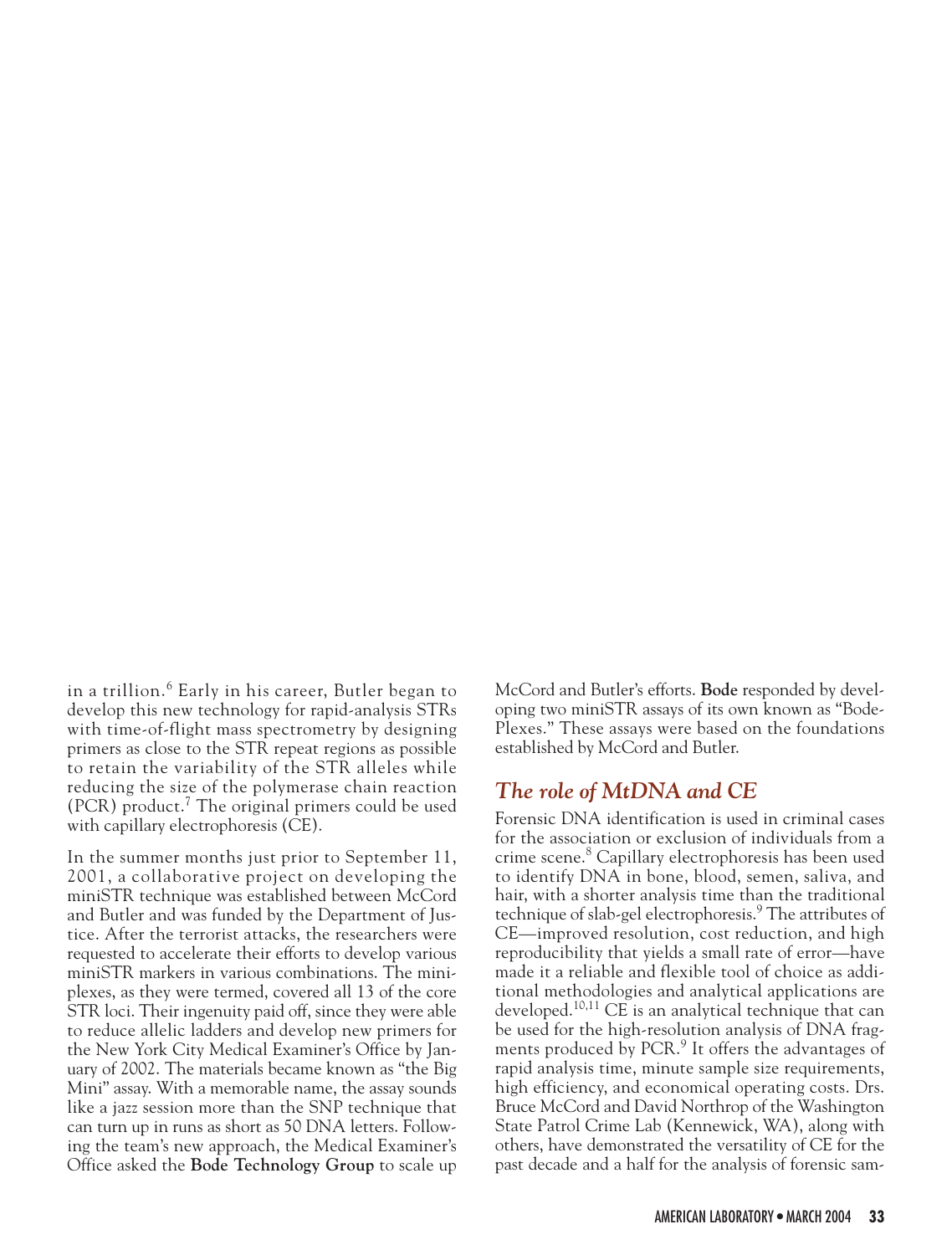in a trillion.[6] Early in his career, Butler began to develop this new technology for rapid-analysis STRs with time-of-flight mass spectrometry by designing primers as close to the STR repeat regions as possible to retain the variability of the STR alleles while reducing the size of the polymerase chain reaction (PCR) product.[7] The original primers could be used with capillary electrophoresis (CE).

In the summer months just prior to September 11, 2001, a collaborative project on developing the miniSTR technique was established between McCord and Butler and was funded by the Department of Justice. After the terrorist attacks, the researchers were requested to accelerate their efforts to develop various miniSTR markers in various combinations. The miniplexes, as they were termed, covered all 13 of the core STR loci. Their ingenuity paid off, since they were able to reduce allelic ladders and develop new primers for the New York City Medical Examiner's Office by January of 2002. The materials became known as "the Big Mini" assay. With a memorable name, the assay sounds like a jazz session more than the SNP technique that can turn up in runs as short as 50 DNA letters. Following the team's new approach, the Medical Examiner's Office asked the **Bode Technology Group** to scale up McCord and Butler's efforts. **Bode** responded by developing two miniSTR assays of its own known as "Bode-Plexes." These assays were based on the foundations established by McCord and Butler.

## *The role of MtDNA and CE*

Forensic DNA identification is used in criminal cases for the association or exclusion of individuals from a crime scene.[8] Capillary electrophoresis has been used to identify DNA in bone, blood, semen, saliva, and hair, with a shorter analysis time than the traditional technique of slab-gel electrophoresis.[9] The attributes of CE—improved resolution, cost reduction, and high reproducibility that yields a small rate of error—have made it a reliable and flexible tool of choice as additional methodologies and analytical applications are developed.[10,11] CE is an analytical technique that can be used for the high-resolution analysis of DNA fragments produced by PCR.[9] It offers the advantages of rapid analysis time, minute sample size requirements, high efficiency, and economical operating costs. Drs. Bruce McCord and David Northrop of the Washington State Patrol Crime Lab (Kennewick, WA), along with others, have demonstrated the versatility of CE for the past decade and a half for the analysis of forensic sam-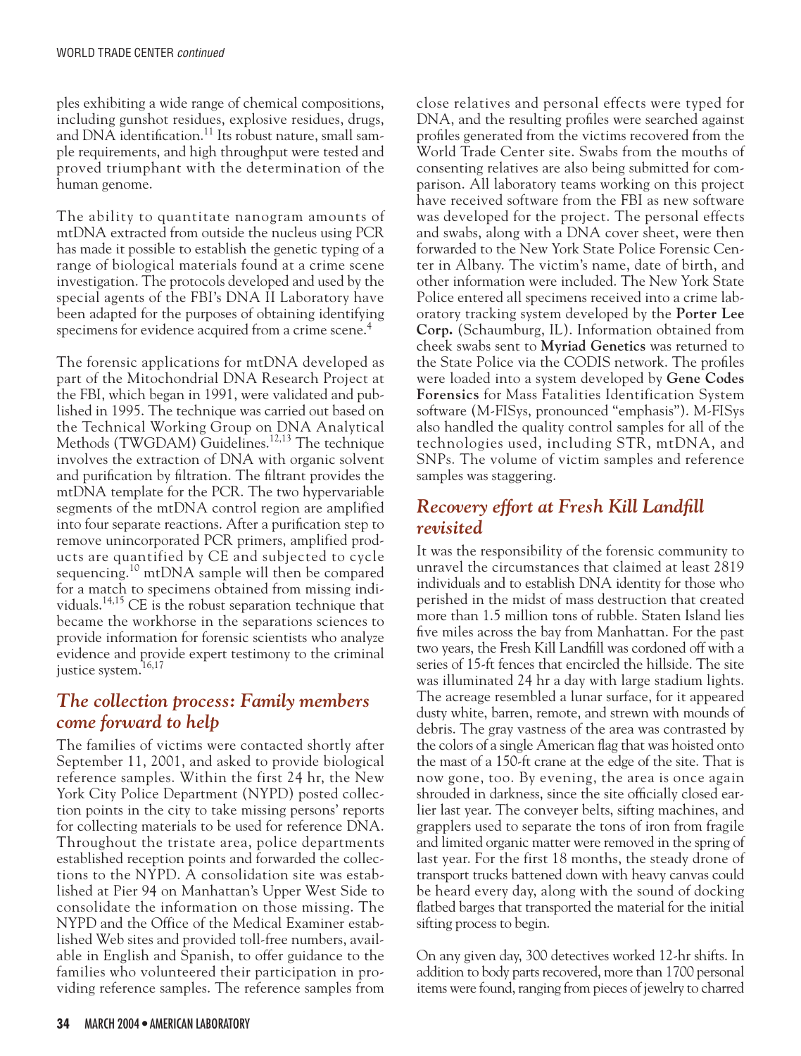ples exhibiting a wide range of chemical compositions, including gunshot residues, explosive residues, drugs, and DNA identification.[11] Its robust nature, small sample requirements, and high throughput were tested and proved triumphant with the determination of the human genome.

The ability to quantitate nanogram amounts of mtDNA extracted from outside the nucleus using PCR has made it possible to establish the genetic typing of a range of biological materials found at a crime scene investigation. The protocols developed and used by the special agents of the FBI's DNA II Laboratory have been adapted for the purposes of obtaining identifying specimens for evidence acquired from a crime scene.[4]

The forensic applications for mtDNA developed as part of the Mitochondrial DNA Research Project at the FBI, which began in 1991, were validated and published in 1995. The technique was carried out based on the Technical Working Group on DNA Analytical Methods (TWGDAM) Guidelines.[12,13] The technique involves the extraction of DNA with organic solvent and purification by filtration. The filtrant provides the mtDNA template for the PCR. The two hypervariable segments of the mtDNA control region are amplified into four separate reactions. After a purification step to remove unincorporated PCR primers, amplified products are quantified by CE and subjected to cycle sequencing.[10] mtDNA sample will then be compared for a match to specimens obtained from missing individuals.[14,15] CE is the robust separation technique that became the workhorse in the separations sciences to provide information for forensic scientists who analyze evidence and provide expert testimony to the criminal justice system.[16,17]

## The collection process: Family members come forward to help

The families of victims were contacted shortly after September 11, 2001, and asked to provide biological reference samples. Within the first 24 hr, the New York City Police Department (NYPD) posted collection points in the city to take missing persons' reports for collecting materials to be used for reference DNA. Throughout the tristate area, police departments established reception points and forwarded the collections to the NYPD. A consolidation site was established at Pier 94 on Manhattan's Upper West Side to consolidate the information on those missing. The NYPD and the Office of the Medical Examiner established Web sites and provided toll-free numbers, available in English and Spanish, to offer guidance to the families who volunteered their participation in providing reference samples. The reference samples from close relatives and personal effects were typed for DNA, and the resulting profiles were searched against profiles generated from the victims recovered from the World Trade Center site. Swabs from the mouths of consenting relatives are also being submitted for comparison. All laboratory teams working on this project have received software from the FBI as new software was developed for the project. The personal effects and swabs, along with a DNA cover sheet, were then forwarded to the New York State Police Forensic Center in Albany. The victim's name, date of birth, and other information were included. The New York State Police entered all specimens received into a crime laboratory tracking system developed by the **Porter Lee Corp.** (Schaumburg, IL). Information obtained from cheek swabs sent to **Myriad Genetics** was returned to the State Police via the CODIS network. The gene profiles were loaded into a system developed by **Gene Codes Forensics** for Mass Fatalities Identification System software (M-FISys, pronounced "emphasis"). M-FISys also handled the quality control samples for all of the technologies used, including STR, mtDNA, and SNPs. The volume of victim samples and reference samples was staggering.

## Recovery effort at Fresh Kill Landfill revisited

It was the responsibility of the forensic community to unravel the circumstances that claimed at least 2819 individuals and to establish DNA identity for those who perished in the midst of mass destruction that created more than 1.5 million tons of rubble. Staten Island lies five miles across the bay from Manhattan. For the past two years, the Fresh Kill Landfill was cordoned off with a series of 15-ft fences that encircled the hillside. The site was illuminated 24 hr a day with large stadium lights. The acreage resembled a lunar surface, for it appeared dusty white, barren, remote, and strewn with mounds of debris. The gray vastness of the area was contrasted by the colors of a single American flag that was hoisted onto the mast of a 150-ft crane at the edge of the site. That is now gone, too. By evening, the area is once again shrouded in darkness, since the site officially closed earlier last year. The conveyer belts, sifting machines, and grapplers used to separate the tons of iron from fragile and limited organic matter were removed in the spring of last year. For the first 18 months, the steady drone of transport trucks battened down with heavy canvas could be heard every day, along with the sound of docking flatbed barges that transported the material for the initial sifting process to begin.

On any given day, 300 detectives worked 12-hr shifts. In addition to body parts recovered, more than 1700 personal items were found, ranging from pieces of jewelry to charred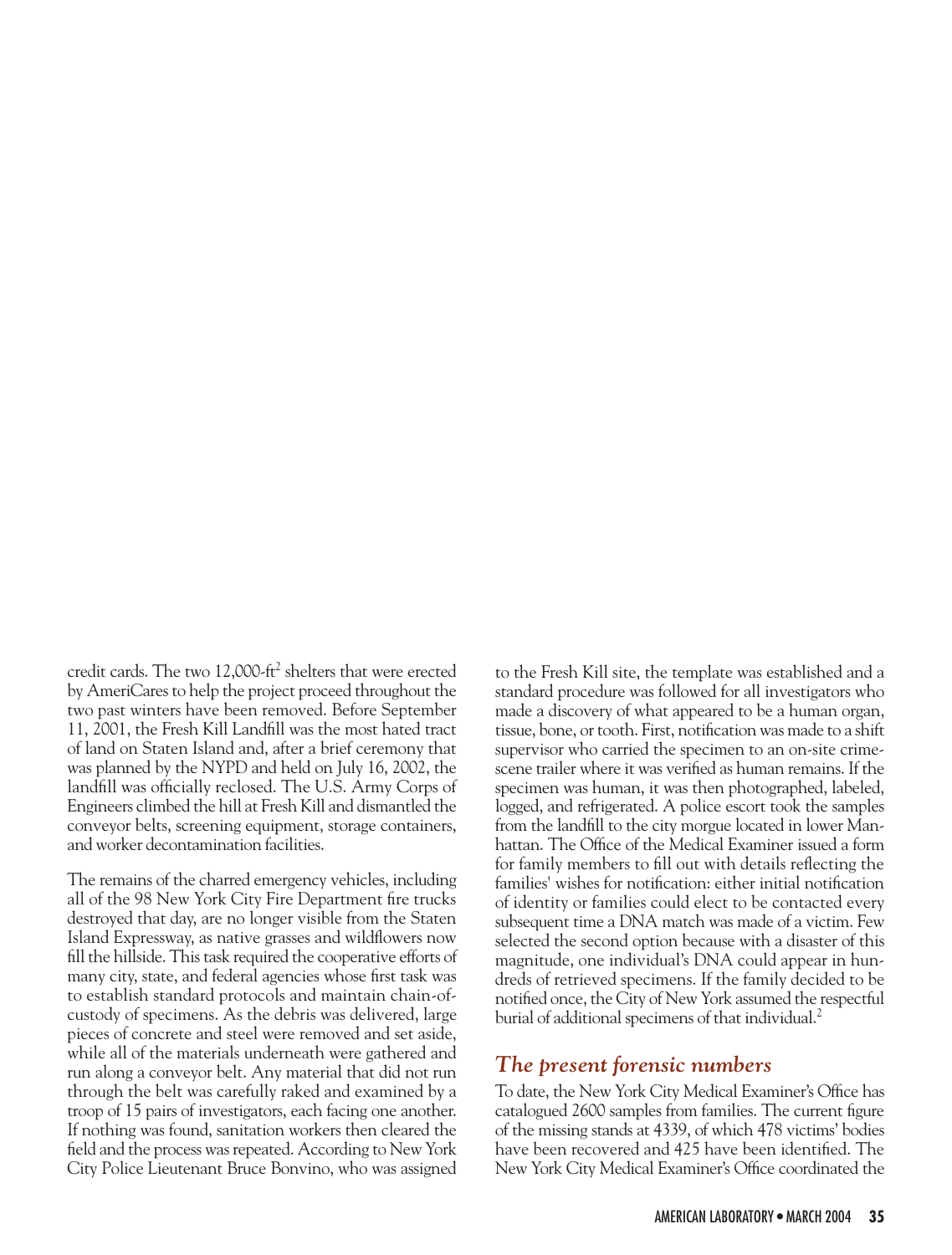credit cards. The two 12,000-ft$^2$ shelters that were erected by AmeriCares to help the project proceed throughout the two past winters have been removed. Before September 11, 2001, the Fresh Kill Landfill was the most hated tract of land on Staten Island and, after a brief ceremony that was planned by the NYPD and held on July 16, 2002, the landfill was officially reclosed. The U.S. Army Corps of Engineers climbed the hill at Fresh Kill and dismantled the conveyor belts, screening equipment, storage containers, and worker decontamination facilities.

The remains of the charred emergency vehicles, including all of the 98 New York City Fire Department fire trucks destroyed that day, are no longer visible from the Staten Island Expressway, as native grasses and wildflowers now fill the hillside. This task required the cooperative efforts of many city, state, and federal agencies whose first task was to establish standard protocols and maintain chain-of-custody of specimens. As the debris was delivered, large pieces of concrete and steel were removed and set aside, while all of the materials underneath were gathered and run along a conveyor belt. Any material that did not run through the belt was carefully raked and examined by a troop of 15 pairs of investigators, each facing one another. If nothing was found, sanitation workers then cleared the field and the process was repeated. According to New York City Police Lieutenant Bruce Bonvino, who was assigned to the Fresh Kill site, the template was established and a standard procedure was followed for all investigators who made a discovery of what appeared to be a human organ, tissue, bone, or tooth. First, notification was made to a shift supervisor who carried the specimen to an on-site crime-scene trailer where it was verified as human remains. If the specimen was human, it was then photographed, labeled, logged, and refrigerated. A police escort took the samples from the landfill to the city morgue located in lower Manhattan. The Office of the Medical Examiner issued a form for family members to fill out with details reflecting the families' wishes for notification: either initial notification of identity or families could elect to be contacted every subsequent time a DNA match was made of a victim. Few selected the second option because with a disaster of this magnitude, one individual's DNA could appear in hundreds of retrieved specimens. If the family decided to be notified once, the City of New York assumed the respectful burial of additional specimens of that individual.[2]

## *The present forensic numbers*

To date, the New York City Medical Examiner's Office has catalogued 2600 samples from families. The current figure of the missing stands at 4339, of which 478 victims' bodies have been recovered and 425 have been identified. The New York City Medical Examiner's Office coordinated the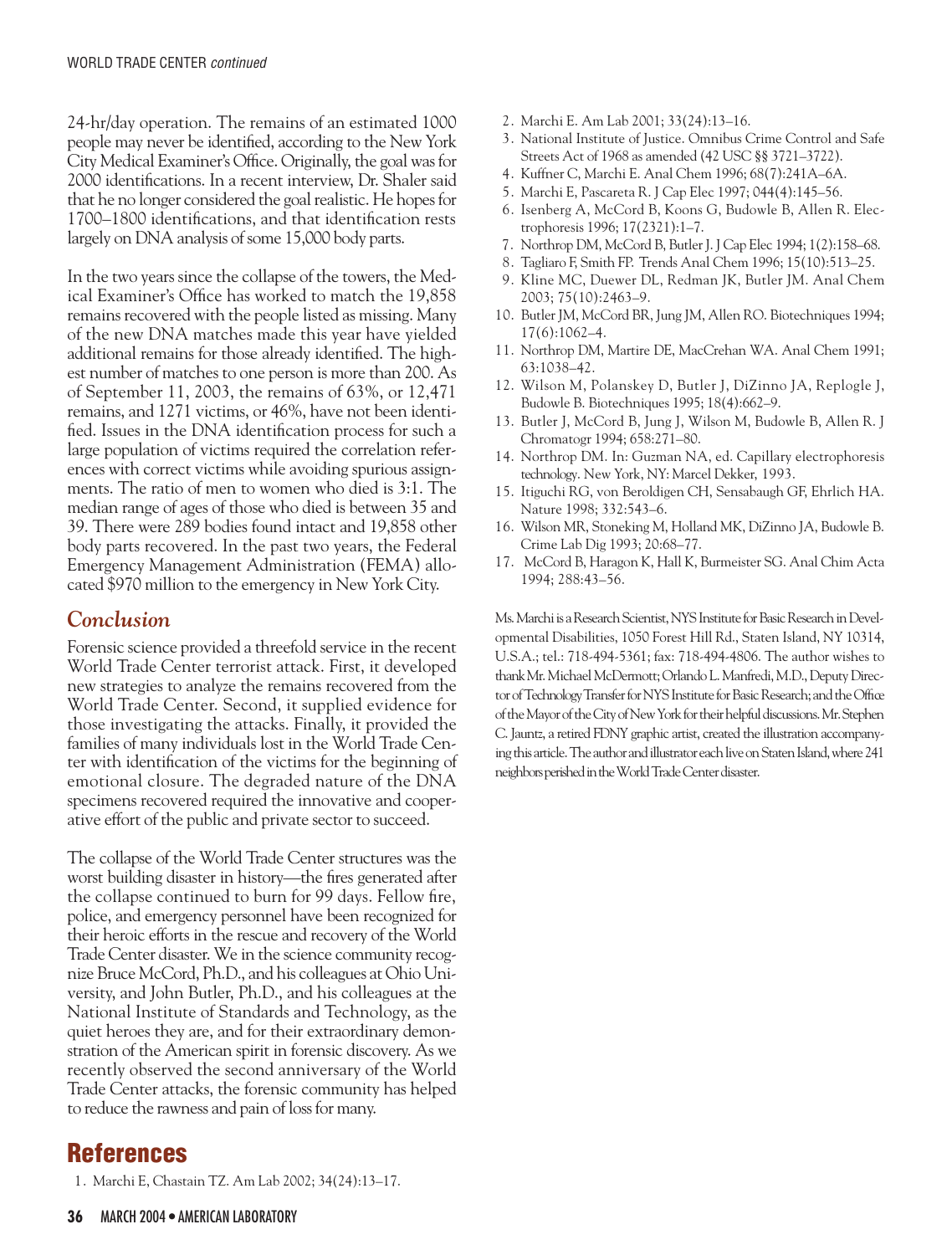24-hr/day operation. The remains of an estimated 1000 people may never be identified, according to the New York City Medical Examiner's Office. Originally, the goal was for 2000 identifications. In a recent interview, Dr. Shaler said that he no longer considered the goal realistic. He hopes for 1700–1800 identifications, and that identification rests largely on DNA analysis of some 15,000 body parts.

In the two years since the collapse of the towers, the Medical Examiner's Office has worked to match the 19,858 remains recovered with the people listed as missing. Many of the new DNA matches made this year have yielded additional remains for those already identified. The highest number of matches to one person is more than 200. As of September 11, 2003, the remains of 63%, or 12,471 remains, and 1271 victims, or 46%, have not been identified. Issues in the DNA identification process for such a large population of victims required the correlation references with correct victims while avoiding spurious assignments. The ratio of men to women who died is 3:1. The median range of ages of those who died is between 35 and 39. There were 289 bodies found intact and 19,858 other body parts recovered. In the past two years, the Federal Emergency Management Administration (FEMA) allocated $970 million to the emergency in New York City.

## *Conclusion*

Forensic science provided a threefold service in the recent World Trade Center terrorist attack. First, it developed new strategies to analyze the remains recovered from the World Trade Center. Second, it supplied evidence for those investigating the attacks. Finally, it provided the families of many individuals lost in the World Trade Center with identification of the victims for the beginning of emotional closure. The degraded nature of the DNA specimens recovered required the innovative and cooperative effort of the public and private sector to succeed.

The collapse of the World Trade Center structures was the worst building disaster in history—the fires generated after the collapse continued to burn for 99 days. Fellow fire, police, and emergency personnel have been recognized for their heroic efforts in the rescue and recovery of the World Trade Center disaster. We in the science community recognize Bruce McCord, Ph.D., and his colleagues at Ohio University, and John Butler, Ph.D., and his colleagues at the National Institute of Standards and Technology, as the quiet heroes they are, and for their extraordinary demonstration of the American spirit in forensic discovery. As we recently observed the second anniversary of the World Trade Center attacks, the forensic community has helped to reduce the rawness and pain of loss for many.

## References

1. Marchi E, Chastain TZ. Am Lab 2002; 34(24):13–17.
2. Marchi E. Am Lab 2001; 33(24):13–16.
3. National Institute of Justice. Omnibus Crime Control and Safe Streets Act of 1968 as amended (42 USC §§ 3721–3722).
4. Kuffner C, Marchi E. Anal Chem 1996; 68(7):241A–6A.
5. Marchi E, Pascareta R. J Cap Elec 1997; 044(4):145–56.
6. Isenberg A, McCord B, Koons G, Budowle B, Allen R. Electrophoresis 1996; 17(2321):1–7.
7. Northrop DM, McCord B, Butler J. J Cap Elec 1994; 1(2):158–68.
8. Tagliaro F, Smith FP. Trends Anal Chem 1996; 15(10):513–25.
9. Kline MC, Duewer DL, Redman JK, Butler JM. Anal Chem 2003; 75(10):2463–9.
10. Butler JM, McCord BR, Jung JM, Allen RO. Biotechniques 1994; 17(6):1062–4.
11. Northrop DM, Martire DE, MacCrehan WA. Anal Chem 1991; 63:1038–42.
12. Wilson M, Polanskey D, Butler J, DiZinno JA, Replogle J, Budowle B. Biotechniques 1995; 18(4):662–9.
13. Butler J, McCord B, Jung J, Wilson M, Budowle B, Allen R. J Chromatogr 1994; 658:271–80.
14. Northrop DM. In: Guzman NA, ed. Capillary electrophoresis technology. New York, NY: Marcel Dekker, 1993.
15. Itiguchi RG, von Beroldigen CH, Sensabaugh GF, Ehrlich HA. Nature 1998; 332:543–6.
16. Wilson MR, Stoneking M, Holland MK, DiZinno JA, Budowle B. Crime Lab Dig 1993; 20:68–77.
17. McCord B, Haragon K, Hall K, Burmeister SG. Anal Chim Acta 1994; 288:43–56.

Ms. Marchi is a Research Scientist, NYS Institute for Basic Research in Developmental Disabilities, 1050 Forest Hill Rd., Staten Island, NY 10314, U.S.A.; tel.: 718-494-5361; fax: 718-494-4806. The author wishes to thank Mr. Michael McDermott; Orlando L. Manfredi, M.D., Deputy Director of Technology Transfer for NYS Institute for Basic Research; and the Office of the Mayor of the City of New York for their helpful discussions. Mr. Stephen C. Jauntz, a retired FDNY graphic artist, created the illustration accompanying this article. The author and illustrator each live on Staten Island, where 241 neighbors perished in the World Trade Center disaster.